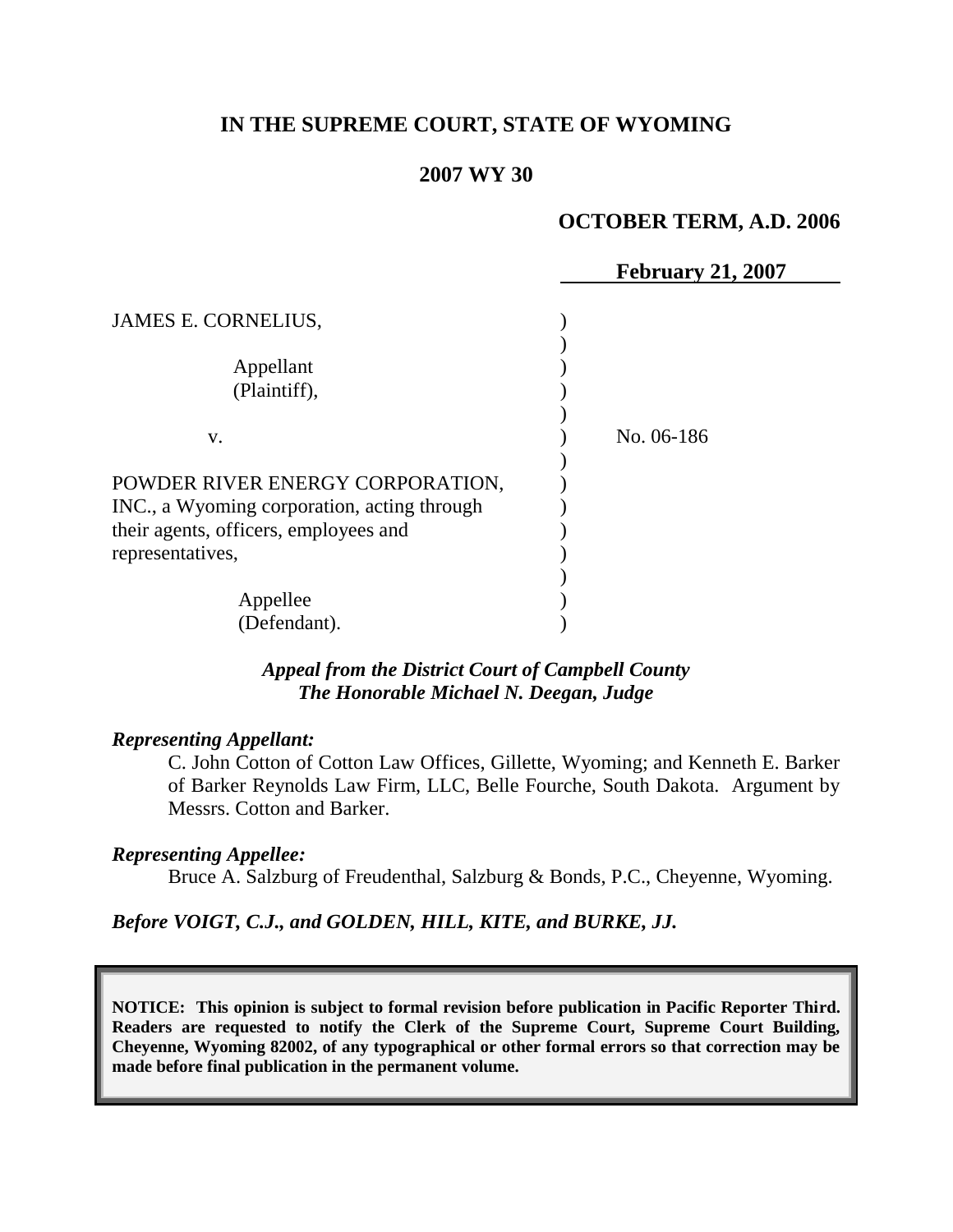**IN THE SUPREME COURT, STATE OF WYOMING**

**2007 WY 30**

**OCTOBER TERM, A.D. 2006**

**February 21, 2007**

JAMES E. CORNELIUS,

Appellant
(Plaintiff),

v.

POWDER RIVER ENERGY CORPORATION, INC., a Wyoming corporation, acting through their agents, officers, employees and representatives,

Appellee
(Defendant).

No. 06-186

***Appeal from the District Court of Campbell County***
***The Honorable Michael N. Deegan, Judge***

***Representing Appellant:***

C. John Cotton of Cotton Law Offices, Gillette, Wyoming; and Kenneth E. Barker of Barker Reynolds Law Firm, LLC, Belle Fourche, South Dakota. Argument by Messrs. Cotton and Barker.

***Representing Appellee:***

Bruce A. Salzburg of Freudenthal, Salzburg & Bonds, P.C., Cheyenne, Wyoming.

***Before VOIGT, C.J., and GOLDEN, HILL, KITE, and BURKE, JJ.***

**NOTICE: This opinion is subject to formal revision before publication in Pacific Reporter Third. Readers are requested to notify the Clerk of the Supreme Court, Supreme Court Building, Cheyenne, Wyoming 82002, of any typographical or other formal errors so that correction may be made before final publication in the permanent volume.**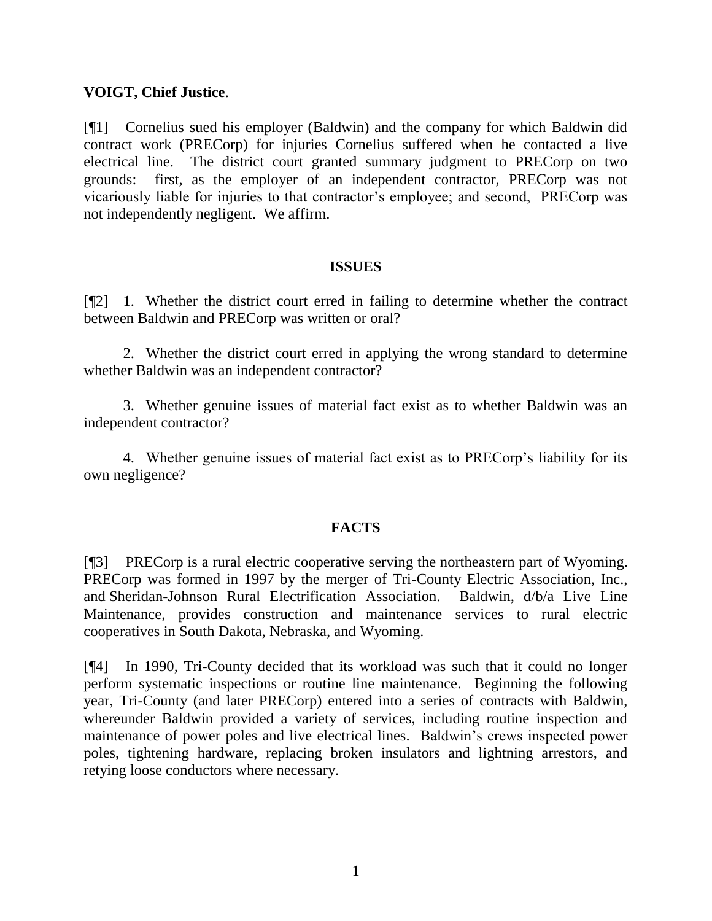**VOIGT, Chief Justice**.

[¶1] Cornelius sued his employer (Baldwin) and the company for which Baldwin did contract work (PRECorp) for injuries Cornelius suffered when he contacted a live electrical line. The district court granted summary judgment to PRECorp on two grounds: first, as the employer of an independent contractor, PRECorp was not vicariously liable for injuries to that contractor's employee; and second, PRECorp was not independently negligent. We affirm.

## ISSUES

[¶2] 1. Whether the district court erred in failing to determine whether the contract between Baldwin and PRECorp was written or oral?

2. Whether the district court erred in applying the wrong standard to determine whether Baldwin was an independent contractor?

3. Whether genuine issues of material fact exist as to whether Baldwin was an independent contractor?

4. Whether genuine issues of material fact exist as to PRECorp's liability for its own negligence?

## FACTS

[¶3] PRECorp is a rural electric cooperative serving the northeastern part of Wyoming. PRECorp was formed in 1997 by the merger of Tri-County Electric Association, Inc., and Sheridan-Johnson Rural Electrification Association. Baldwin, d/b/a Live Line Maintenance, provides construction and maintenance services to rural electric cooperatives in South Dakota, Nebraska, and Wyoming.

[¶4] In 1990, Tri-County decided that its workload was such that it could no longer perform systematic inspections or routine line maintenance. Beginning the following year, Tri-County (and later PRECorp) entered into a series of contracts with Baldwin, whereunder Baldwin provided a variety of services, including routine inspection and maintenance of power poles and live electrical lines. Baldwin's crews inspected power poles, tightening hardware, replacing broken insulators and lightning arrestors, and retying loose conductors where necessary.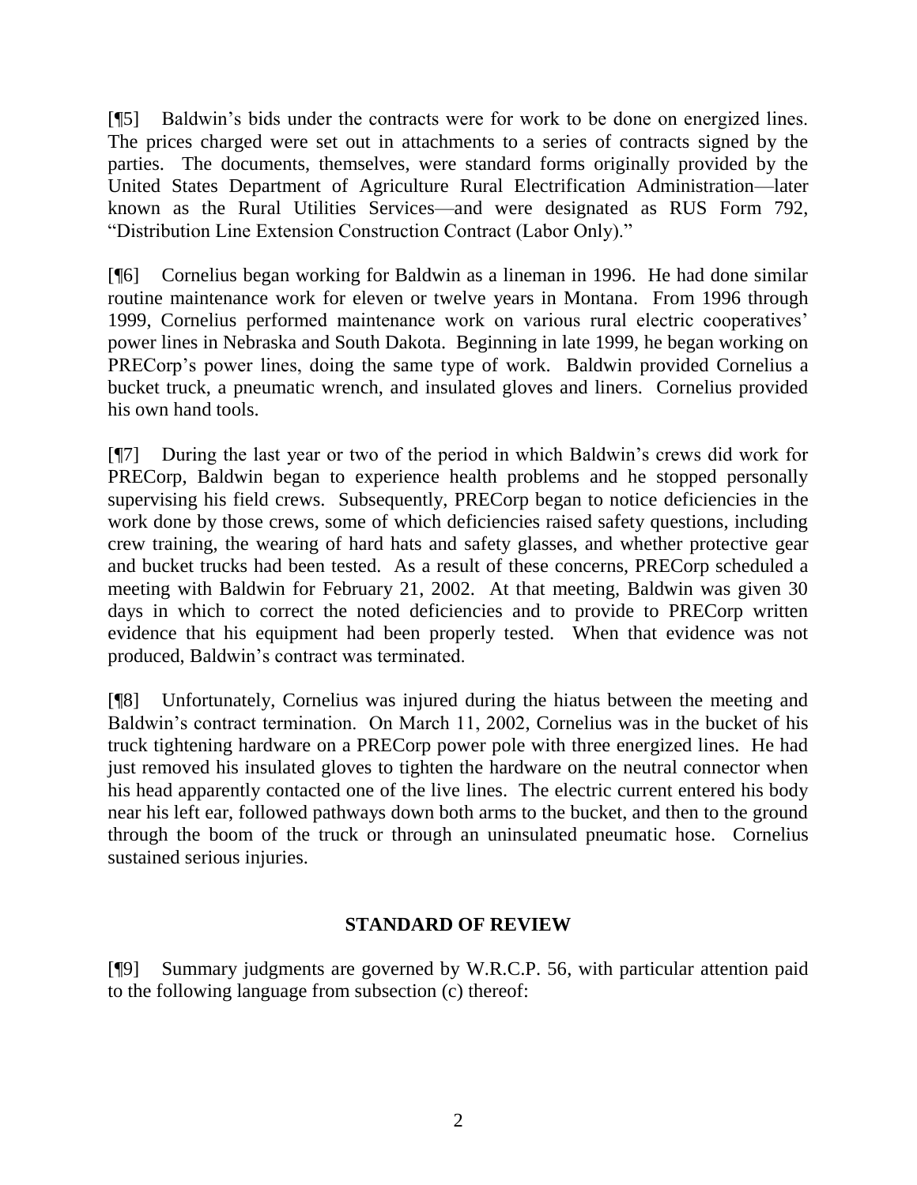[¶5] Baldwin's bids under the contracts were for work to be done on energized lines. The prices charged were set out in attachments to a series of contracts signed by the parties. The documents, themselves, were standard forms originally provided by the United States Department of Agriculture Rural Electrification Administration—later known as the Rural Utilities Services—and were designated as RUS Form 792, "Distribution Line Extension Construction Contract (Labor Only)."

[¶6] Cornelius began working for Baldwin as a lineman in 1996. He had done similar routine maintenance work for eleven or twelve years in Montana. From 1996 through 1999, Cornelius performed maintenance work on various rural electric cooperatives' power lines in Nebraska and South Dakota. Beginning in late 1999, he began working on PRECorp's power lines, doing the same type of work. Baldwin provided Cornelius a bucket truck, a pneumatic wrench, and insulated gloves and liners. Cornelius provided his own hand tools.

[¶7] During the last year or two of the period in which Baldwin's crews did work for PRECorp, Baldwin began to experience health problems and he stopped personally supervising his field crews. Subsequently, PRECorp began to notice deficiencies in the work done by those crews, some of which deficiencies raised safety questions, including crew training, the wearing of hard hats and safety glasses, and whether protective gear and bucket trucks had been tested. As a result of these concerns, PRECorp scheduled a meeting with Baldwin for February 21, 2002. At that meeting, Baldwin was given 30 days in which to correct the noted deficiencies and to provide to PRECorp written evidence that his equipment had been properly tested. When that evidence was not produced, Baldwin's contract was terminated.

[¶8] Unfortunately, Cornelius was injured during the hiatus between the meeting and Baldwin's contract termination. On March 11, 2002, Cornelius was in the bucket of his truck tightening hardware on a PRECorp power pole with three energized lines. He had just removed his insulated gloves to tighten the hardware on the neutral connector when his head apparently contacted one of the live lines. The electric current entered his body near his left ear, followed pathways down both arms to the bucket, and then to the ground through the boom of the truck or through an uninsulated pneumatic hose. Cornelius sustained serious injuries.

## STANDARD OF REVIEW

[¶9] Summary judgments are governed by W.R.C.P. 56, with particular attention paid to the following language from subsection (c) thereof: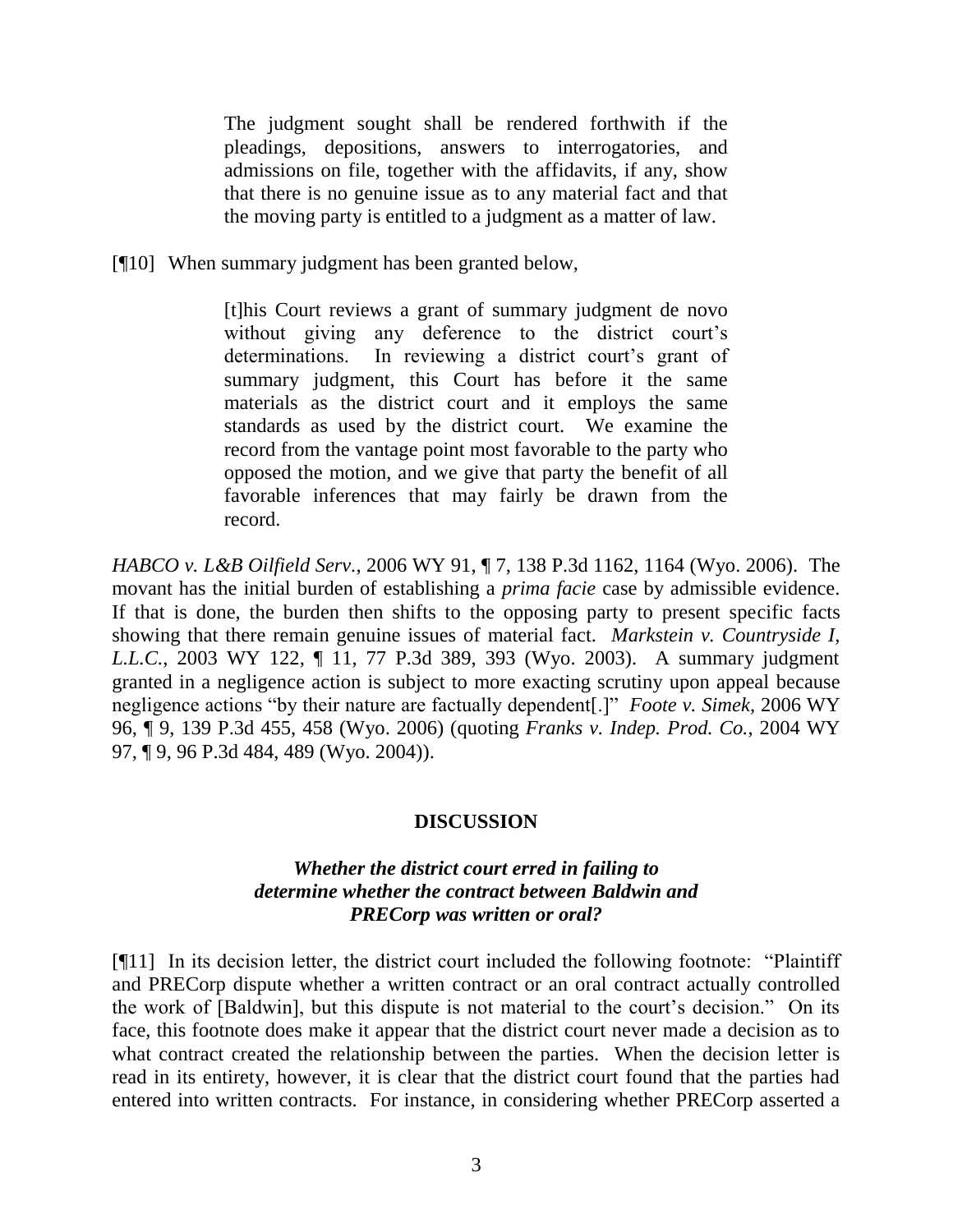> The judgment sought shall be rendered forthwith if the pleadings, depositions, answers to interrogatories, and admissions on file, together with the affidavits, if any, show that there is no genuine issue as to any material fact and that the moving party is entitled to a judgment as a matter of law.

[¶10] When summary judgment has been granted below,

> [t]his Court reviews a grant of summary judgment de novo without giving any deference to the district court's determinations. In reviewing a district court's grant of summary judgment, this Court has before it the same materials as the district court and it employs the same standards as used by the district court. We examine the record from the vantage point most favorable to the party who opposed the motion, and we give that party the benefit of all favorable inferences that may fairly be drawn from the record.

*HABCO v. L&B Oilfield Serv.*, 2006 WY 91, ¶ 7, 138 P.3d 1162, 1164 (Wyo. 2006). The movant has the initial burden of establishing a *prima facie* case by admissible evidence. If that is done, the burden then shifts to the opposing party to present specific facts showing that there remain genuine issues of material fact. *Markstein v. Countryside I, L.L.C.*, 2003 WY 122, ¶ 11, 77 P.3d 389, 393 (Wyo. 2003). A summary judgment granted in a negligence action is subject to more exacting scrutiny upon appeal because negligence actions "by their nature are factually dependent[.]" *Foote v. Simek*, 2006 WY 96, ¶ 9, 139 P.3d 455, 458 (Wyo. 2006) (quoting *Franks v. Indep. Prod. Co.*, 2004 WY 97, ¶ 9, 96 P.3d 484, 489 (Wyo. 2004)).

## DISCUSSION

### *Whether the district court erred in failing to determine whether the contract between Baldwin and PRECorp was written or oral?*

[¶11] In its decision letter, the district court included the following footnote: "Plaintiff and PRECorp dispute whether a written contract or an oral contract actually controlled the work of [Baldwin], but this dispute is not material to the court's decision." On its face, this footnote does make it appear that the district court never made a decision as to what contract created the relationship between the parties. When the decision letter is read in its entirety, however, it is clear that the district court found that the parties had entered into written contracts. For instance, in considering whether PRECorp asserted a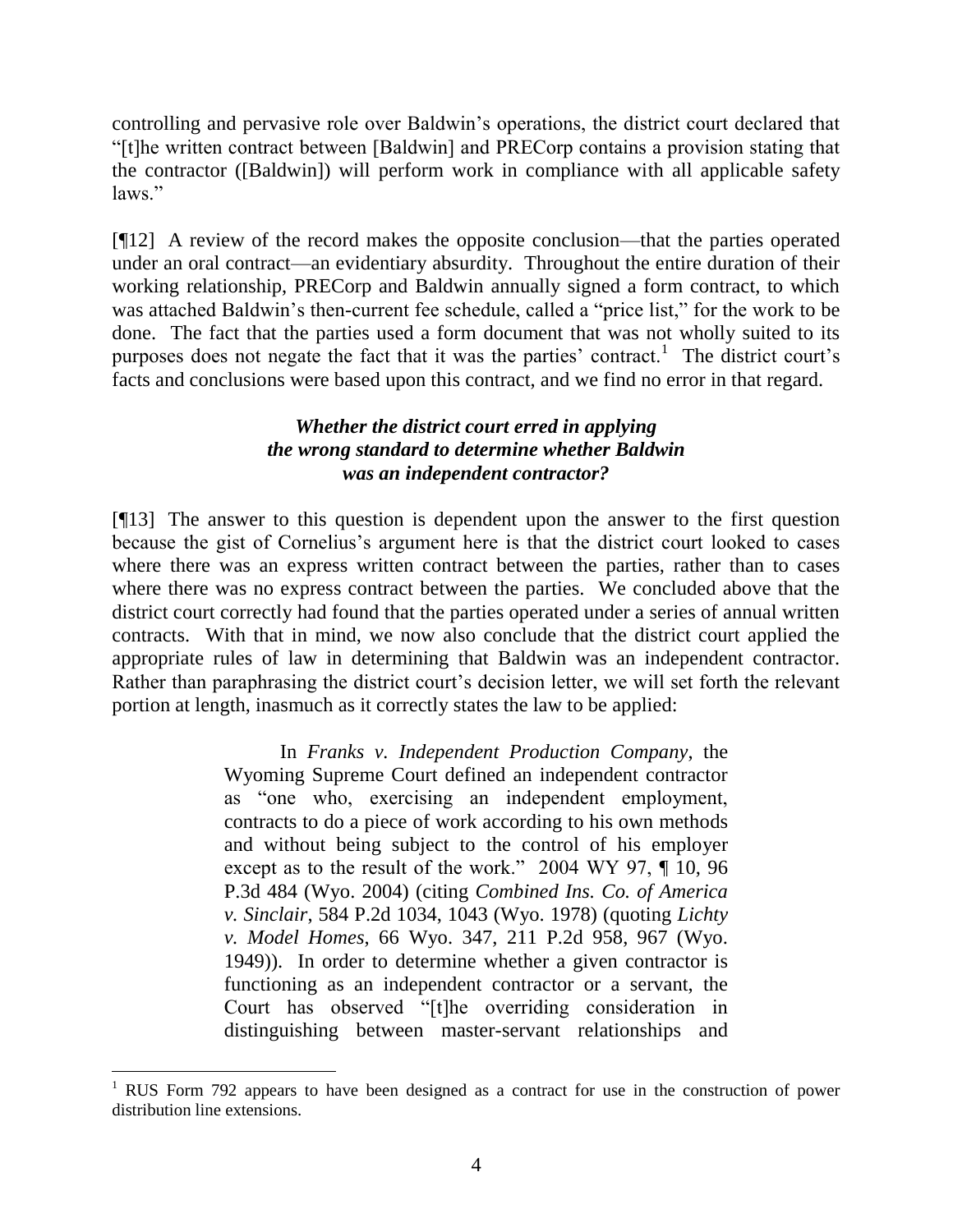controlling and pervasive role over Baldwin's operations, the district court declared that "[t]he written contract between [Baldwin] and PRECorp contains a provision stating that the contractor ([Baldwin]) will perform work in compliance with all applicable safety laws."

[¶12] A review of the record makes the opposite conclusion—that the parties operated under an oral contract—an evidentiary absurdity. Throughout the entire duration of their working relationship, PRECorp and Baldwin annually signed a form contract, to which was attached Baldwin's then-current fee schedule, called a "price list," for the work to be done. The fact that the parties used a form document that was not wholly suited to its purposes does not negate the fact that it was the parties' contract.[1] The district court's facts and conclusions were based upon this contract, and we find no error in that regard.

### *Whether the district court erred in applying the wrong standard to determine whether Baldwin was an independent contractor?*

[¶13] The answer to this question is dependent upon the answer to the first question because the gist of Cornelius's argument here is that the district court looked to cases where there was an express written contract between the parties, rather than to cases where there was no express contract between the parties. We concluded above that the district court correctly had found that the parties operated under a series of annual written contracts. With that in mind, we now also conclude that the district court applied the appropriate rules of law in determining that Baldwin was an independent contractor. Rather than paraphrasing the district court's decision letter, we will set forth the relevant portion at length, inasmuch as it correctly states the law to be applied:

> In *Franks v. Independent Production Company*, the Wyoming Supreme Court defined an independent contractor as "one who, exercising an independent employment, contracts to do a piece of work according to his own methods and without being subject to the control of his employer except as to the result of the work." 2004 WY 97, ¶ 10, 96 P.3d 484 (Wyo. 2004) (citing *Combined Ins. Co. of America v. Sinclair*, 584 P.2d 1034, 1043 (Wyo. 1978) (quoting *Lichty v. Model Homes*, 66 Wyo. 347, 211 P.2d 958, 967 (Wyo. 1949)). In order to determine whether a given contractor is functioning as an independent contractor or a servant, the Court has observed "[t]he overriding consideration in distinguishing between master-servant relationships and

[1] RUS Form 792 appears to have been designed as a contract for use in the construction of power distribution line extensions.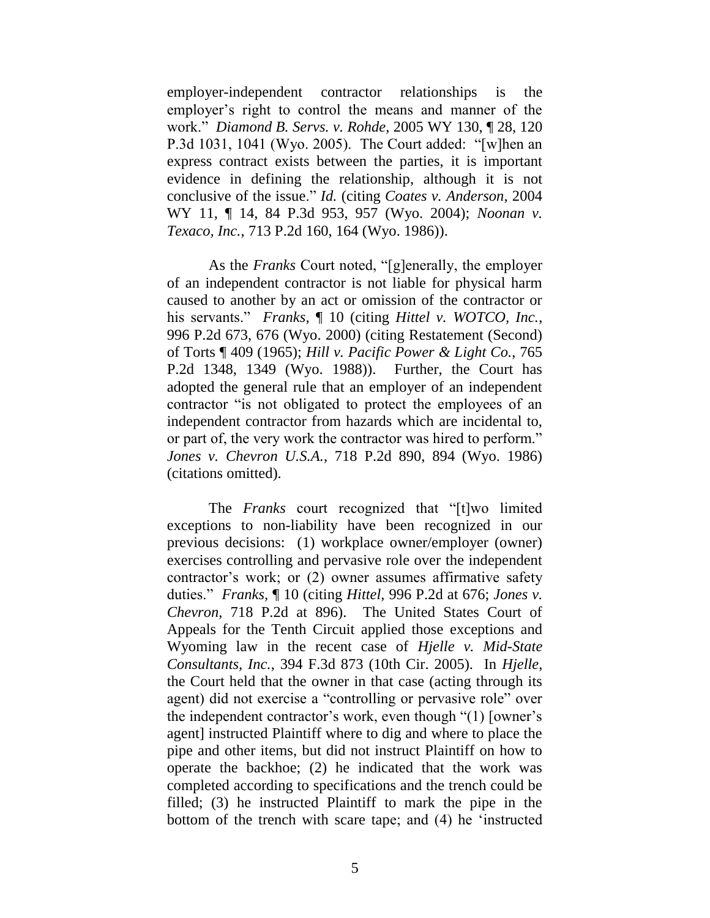employer-independent contractor relationships is the employer's right to control the means and manner of the work." *Diamond B. Servs. v. Rohde*, 2005 WY 130, ¶ 28, 120 P.3d 1031, 1041 (Wyo. 2005). The Court added: "[w]hen an express contract exists between the parties, it is important evidence in defining the relationship, although it is not conclusive of the issue." *Id.* (citing *Coates v. Anderson*, 2004 WY 11, ¶ 14, 84 P.3d 953, 957 (Wyo. 2004); *Noonan v. Texaco, Inc.*, 713 P.2d 160, 164 (Wyo. 1986)).

As the *Franks* Court noted, "[g]enerally, the employer of an independent contractor is not liable for physical harm caused to another by an act or omission of the contractor or his servants." *Franks*, ¶ 10 (citing *Hittel v. WOTCO, Inc.*, 996 P.2d 673, 676 (Wyo. 2000) (citing Restatement (Second) of Torts ¶ 409 (1965); *Hill v. Pacific Power & Light Co.*, 765 P.2d 1348, 1349 (Wyo. 1988)). Further, the Court has adopted the general rule that an employer of an independent contractor "is not obligated to protect the employees of an independent contractor from hazards which are incidental to, or part of, the very work the contractor was hired to perform." *Jones v. Chevron U.S.A.*, 718 P.2d 890, 894 (Wyo. 1986) (citations omitted).

The *Franks* court recognized that "[t]wo limited exceptions to non-liability have been recognized in our previous decisions: (1) workplace owner/employer (owner) exercises controlling and pervasive role over the independent contractor's work; or (2) owner assumes affirmative safety duties." *Franks*, ¶ 10 (citing *Hittel*, 996 P.2d at 676; *Jones v. Chevron*, 718 P.2d at 896). The United States Court of Appeals for the Tenth Circuit applied those exceptions and Wyoming law in the recent case of *Hjelle v. Mid-State Consultants, Inc.*, 394 F.3d 873 (10th Cir. 2005). In *Hjelle*, the Court held that the owner in that case (acting through its agent) did not exercise a "controlling or pervasive role" over the independent contractor's work, even though "(1) [owner's agent] instructed Plaintiff where to dig and where to place the pipe and other items, but did not instruct Plaintiff on how to operate the backhoe; (2) he indicated that the work was completed according to specifications and the trench could be filled; (3) he instructed Plaintiff to mark the pipe in the bottom of the trench with scare tape; and (4) he 'instructed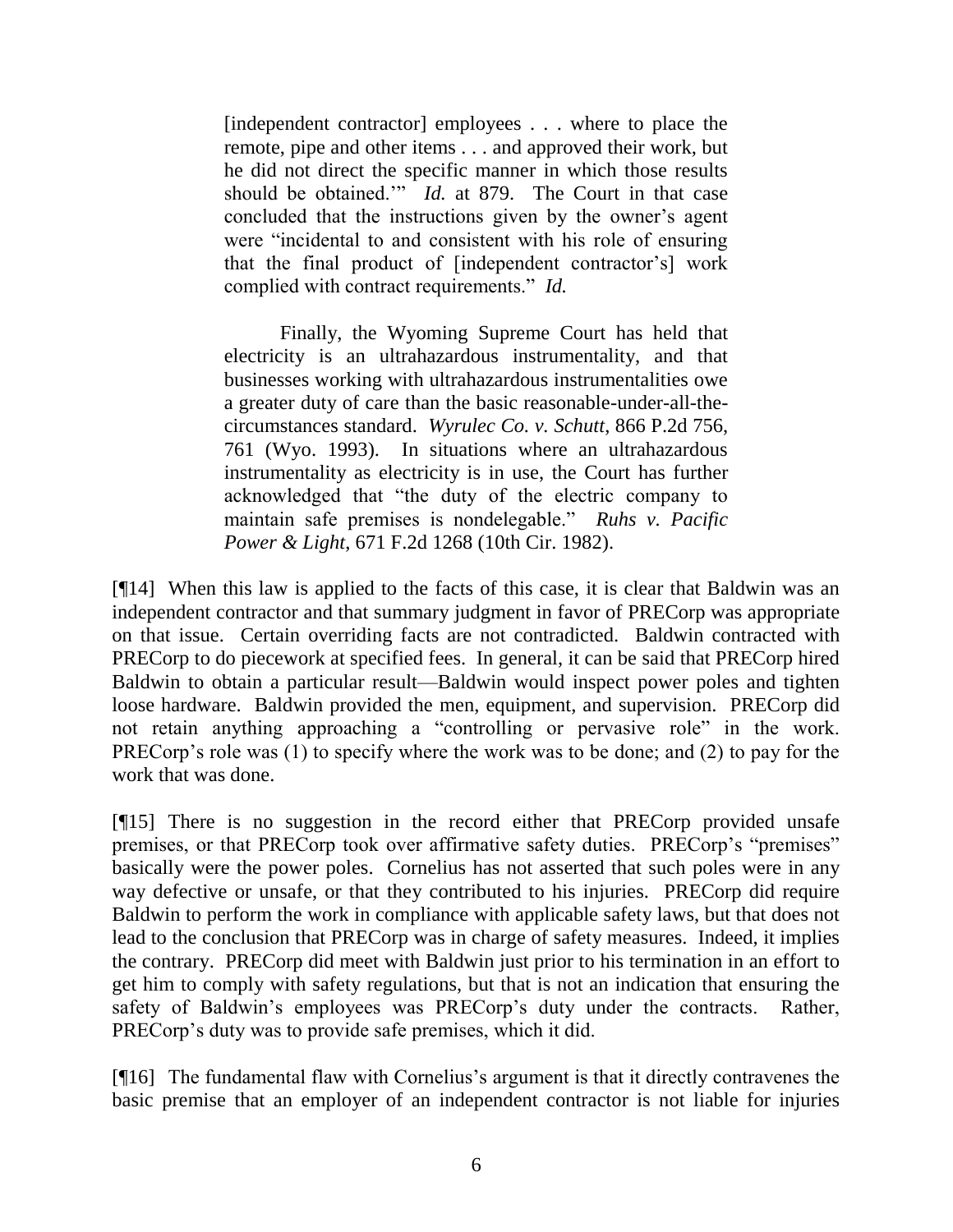> [independent contractor] employees . . . where to place the remote, pipe and other items . . . and approved their work, but he did not direct the specific manner in which those results should be obtained.'" *Id.* at 879. The Court in that case concluded that the instructions given by the owner's agent were "incidental to and consistent with his role of ensuring that the final product of [independent contractor's] work complied with contract requirements." *Id.*
>
> Finally, the Wyoming Supreme Court has held that electricity is an ultrahazardous instrumentality, and that businesses working with ultrahazardous instrumentalities owe a greater duty of care than the basic reasonable-under-all-the-circumstances standard. *Wyrulec Co. v. Schutt*, 866 P.2d 756, 761 (Wyo. 1993). In situations where an ultrahazardous instrumentality as electricity is in use, the Court has further acknowledged that "the duty of the electric company to maintain safe premises is nondelegable." *Ruhs v. Pacific Power & Light*, 671 F.2d 1268 (10th Cir. 1982).

[¶14] When this law is applied to the facts of this case, it is clear that Baldwin was an independent contractor and that summary judgment in favor of PRECorp was appropriate on that issue. Certain overriding facts are not contradicted. Baldwin contracted with PRECorp to do piecework at specified fees. In general, it can be said that PRECorp hired Baldwin to obtain a particular result—Baldwin would inspect power poles and tighten loose hardware. Baldwin provided the men, equipment, and supervision. PRECorp did not retain anything approaching a "controlling or pervasive role" in the work. PRECorp's role was (1) to specify where the work was to be done; and (2) to pay for the work that was done.

[¶15] There is no suggestion in the record either that PRECorp provided unsafe premises, or that PRECorp took over affirmative safety duties. PRECorp's "premises" basically were the power poles. Cornelius has not asserted that such poles were in any way defective or unsafe, or that they contributed to his injuries. PRECorp did require Baldwin to perform the work in compliance with applicable safety laws, but that does not lead to the conclusion that PRECorp was in charge of safety measures. Indeed, it implies the contrary. PRECorp did meet with Baldwin just prior to his termination in an effort to get him to comply with safety regulations, but that is not an indication that ensuring the safety of Baldwin's employees was PRECorp's duty under the contracts. Rather, PRECorp's duty was to provide safe premises, which it did.

[¶16] The fundamental flaw with Cornelius's argument is that it directly contravenes the basic premise that an employer of an independent contractor is not liable for injuries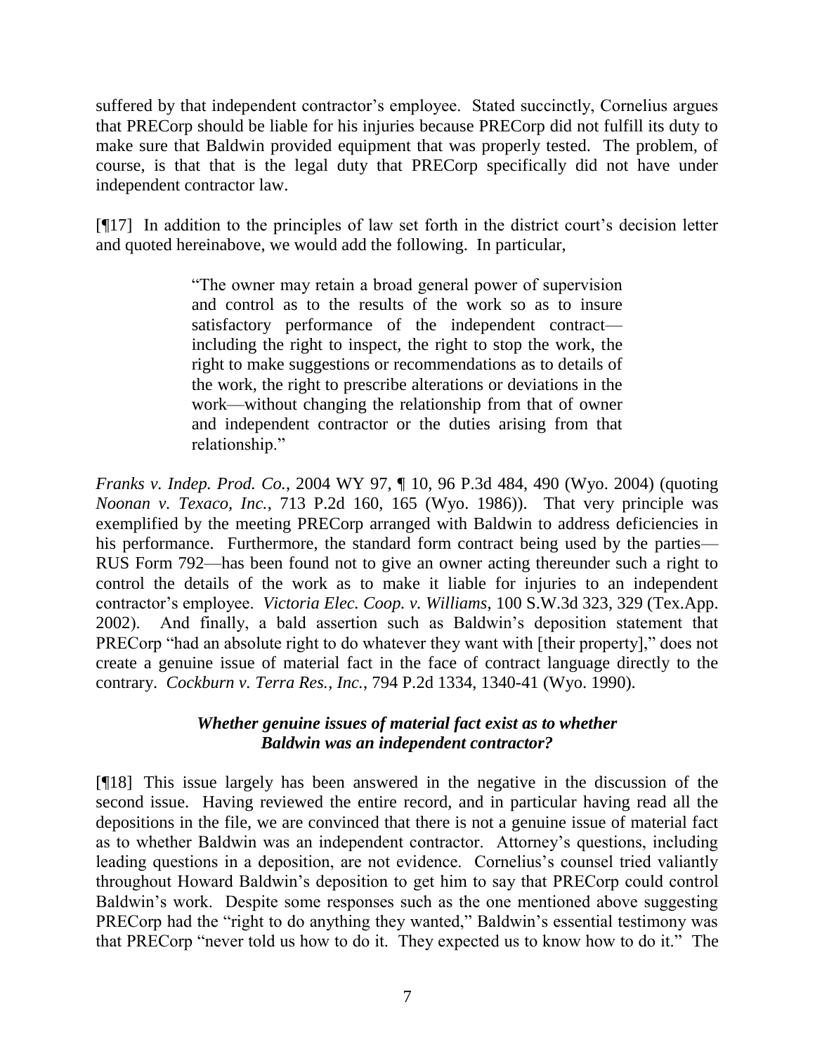suffered by that independent contractor's employee. Stated succinctly, Cornelius argues that PRECorp should be liable for his injuries because PRECorp did not fulfill its duty to make sure that Baldwin provided equipment that was properly tested. The problem, of course, is that that is the legal duty that PRECorp specifically did not have under independent contractor law.

[¶17] In addition to the principles of law set forth in the district court's decision letter and quoted hereinabove, we would add the following. In particular,

> "The owner may retain a broad general power of supervision and control as to the results of the work so as to insure satisfactory performance of the independent contract—including the right to inspect, the right to stop the work, the right to make suggestions or recommendations as to details of the work, the right to prescribe alterations or deviations in the work—without changing the relationship from that of owner and independent contractor or the duties arising from that relationship."

*Franks v. Indep. Prod. Co.*, 2004 WY 97, ¶ 10, 96 P.3d 484, 490 (Wyo. 2004) (quoting *Noonan v. Texaco, Inc.*, 713 P.2d 160, 165 (Wyo. 1986)). That very principle was exemplified by the meeting PRECorp arranged with Baldwin to address deficiencies in his performance. Furthermore, the standard form contract being used by the parties—RUS Form 792—has been found not to give an owner acting thereunder such a right to control the details of the work as to make it liable for injuries to an independent contractor's employee. *Victoria Elec. Coop. v. Williams*, 100 S.W.3d 323, 329 (Tex.App. 2002). And finally, a bald assertion such as Baldwin's deposition statement that PRECorp "had an absolute right to do whatever they want with [their property]," does not create a genuine issue of material fact in the face of contract language directly to the contrary. *Cockburn v. Terra Res., Inc.*, 794 P.2d 1334, 1340-41 (Wyo. 1990).

### *Whether genuine issues of material fact exist as to whether Baldwin was an independent contractor?*

[¶18] This issue largely has been answered in the negative in the discussion of the second issue. Having reviewed the entire record, and in particular having read all the depositions in the file, we are convinced that there is not a genuine issue of material fact as to whether Baldwin was an independent contractor. Attorney's questions, including leading questions in a deposition, are not evidence. Cornelius's counsel tried valiantly throughout Howard Baldwin's deposition to get him to say that PRECorp could control Baldwin's work. Despite some responses such as the one mentioned above suggesting PRECorp had the "right to do anything they wanted," Baldwin's essential testimony was that PRECorp "never told us how to do it. They expected us to know how to do it." The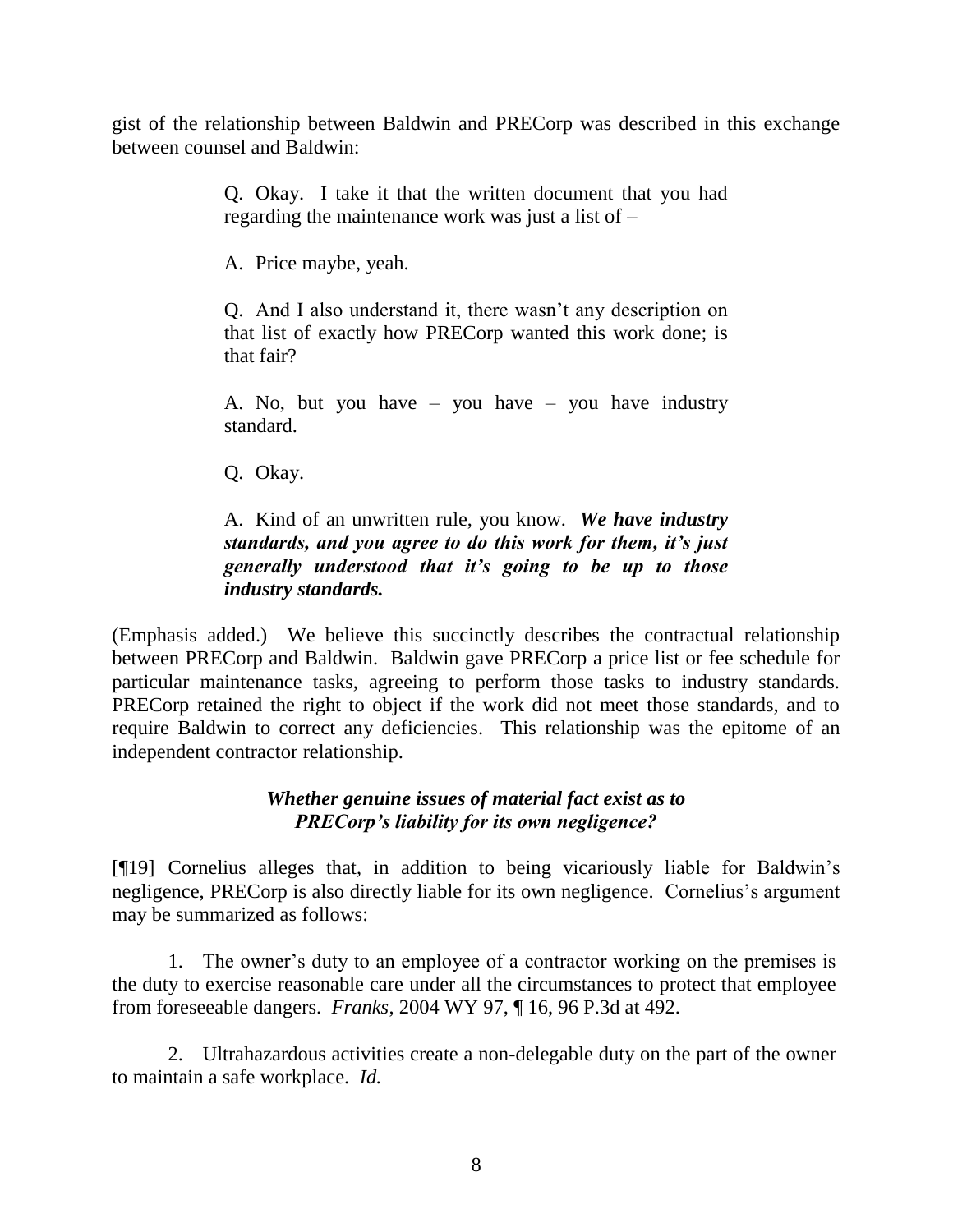gist of the relationship between Baldwin and PRECorp was described in this exchange between counsel and Baldwin:

> Q. Okay. I take it that the written document that you had regarding the maintenance work was just a list of –
>
> A. Price maybe, yeah.
>
> Q. And I also understand it, there wasn't any description on that list of exactly how PRECorp wanted this work done; is that fair?
>
> A. No, but you have – you have – you have industry standard.
>
> Q. Okay.
>
> A. Kind of an unwritten rule, you know. ***We have industry standards, and you agree to do this work for them, it's just generally understood that it's going to be up to those industry standards.***

(Emphasis added.) We believe this succinctly describes the contractual relationship between PRECorp and Baldwin. Baldwin gave PRECorp a price list or fee schedule for particular maintenance tasks, agreeing to perform those tasks to industry standards. PRECorp retained the right to object if the work did not meet those standards, and to require Baldwin to correct any deficiencies. This relationship was the epitome of an independent contractor relationship.

### *Whether genuine issues of material fact exist as to PRECorp's liability for its own negligence?*

[¶19] Cornelius alleges that, in addition to being vicariously liable for Baldwin's negligence, PRECorp is also directly liable for its own negligence. Cornelius's argument may be summarized as follows:

1. The owner's duty to an employee of a contractor working on the premises is the duty to exercise reasonable care under all the circumstances to protect that employee from foreseeable dangers. *Franks*, 2004 WY 97, ¶ 16, 96 P.3d at 492.

2. Ultrahazardous activities create a non-delegable duty on the part of the owner to maintain a safe workplace. *Id.*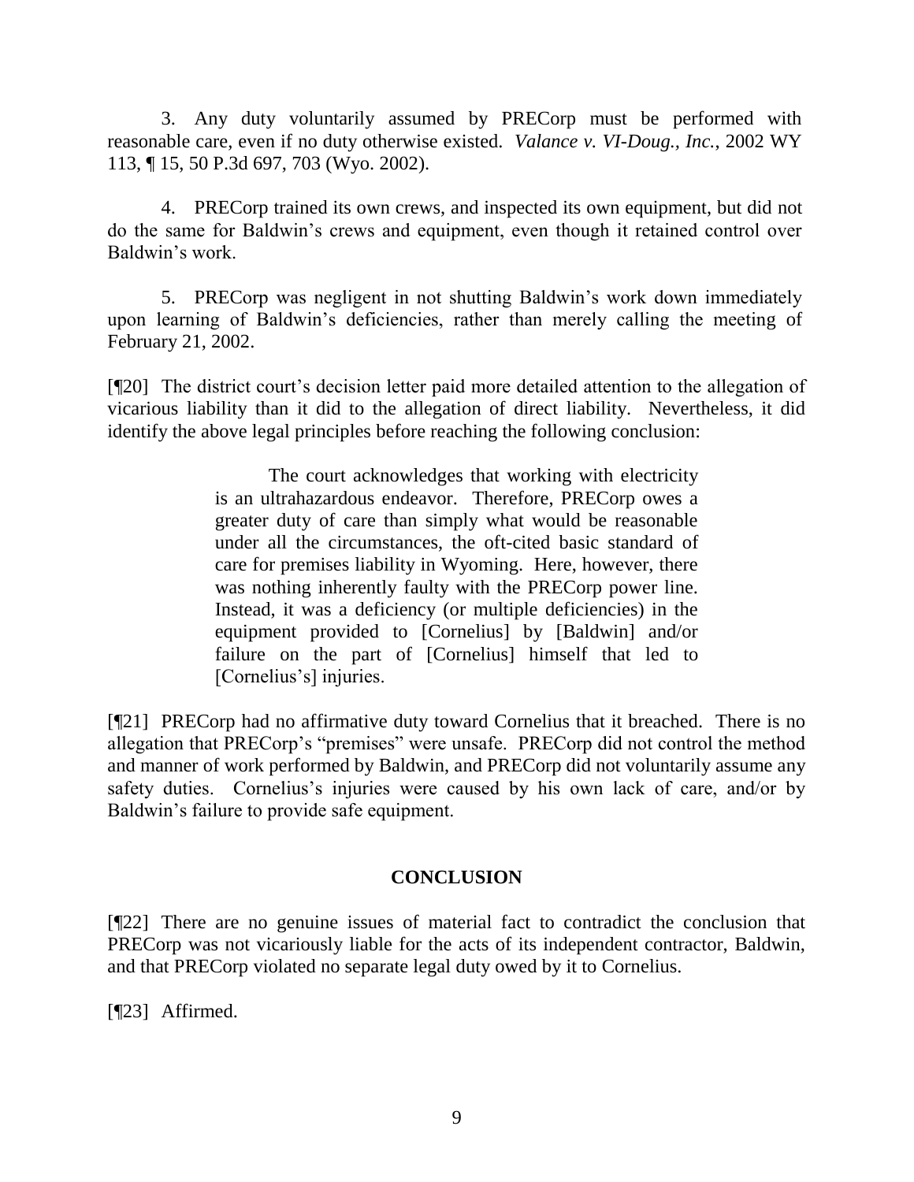3. Any duty voluntarily assumed by PRECorp must be performed with reasonable care, even if no duty otherwise existed. *Valance v. VI-Doug., Inc.*, 2002 WY 113, ¶ 15, 50 P.3d 697, 703 (Wyo. 2002).

4. PRECorp trained its own crews, and inspected its own equipment, but did not do the same for Baldwin's crews and equipment, even though it retained control over Baldwin's work.

5. PRECorp was negligent in not shutting Baldwin's work down immediately upon learning of Baldwin's deficiencies, rather than merely calling the meeting of February 21, 2002.

[¶20] The district court's decision letter paid more detailed attention to the allegation of vicarious liability than it did to the allegation of direct liability. Nevertheless, it did identify the above legal principles before reaching the following conclusion:

> The court acknowledges that working with electricity is an ultrahazardous endeavor. Therefore, PRECorp owes a greater duty of care than simply what would be reasonable under all the circumstances, the oft-cited basic standard of care for premises liability in Wyoming. Here, however, there was nothing inherently faulty with the PRECorp power line. Instead, it was a deficiency (or multiple deficiencies) in the equipment provided to [Cornelius] by [Baldwin] and/or failure on the part of [Cornelius] himself that led to [Cornelius's] injuries.

[¶21] PRECorp had no affirmative duty toward Cornelius that it breached. There is no allegation that PRECorp's "premises" were unsafe. PRECorp did not control the method and manner of work performed by Baldwin, and PRECorp did not voluntarily assume any safety duties. Cornelius's injuries were caused by his own lack of care, and/or by Baldwin's failure to provide safe equipment.

## CONCLUSION

[¶22] There are no genuine issues of material fact to contradict the conclusion that PRECorp was not vicariously liable for the acts of its independent contractor, Baldwin, and that PRECorp violated no separate legal duty owed by it to Cornelius.

[¶23] Affirmed.